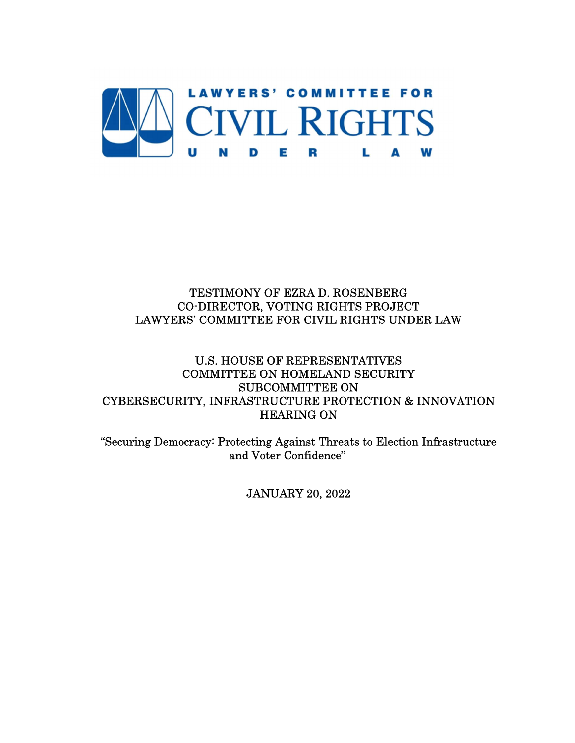LAWYERS' COMMITTEE FOR

CIVIL RIGHTS

UNDER LAW

TESTIMONY OF EZRA D. ROSENBERG
CO-DIRECTOR, VOTING RIGHTS PROJECT
LAWYERS' COMMITTEE FOR CIVIL RIGHTS UNDER LAW

U.S. HOUSE OF REPRESENTATIVES
COMMITTEE ON HOMELAND SECURITY
SUBCOMMITTEE ON
CYBERSECURITY, INFRASTRUCTURE PROTECTION & INNOVATION
HEARING ON

"Securing Democracy: Protecting Against Threats to Election Infrastructure and Voter Confidence"

JANUARY 20, 2022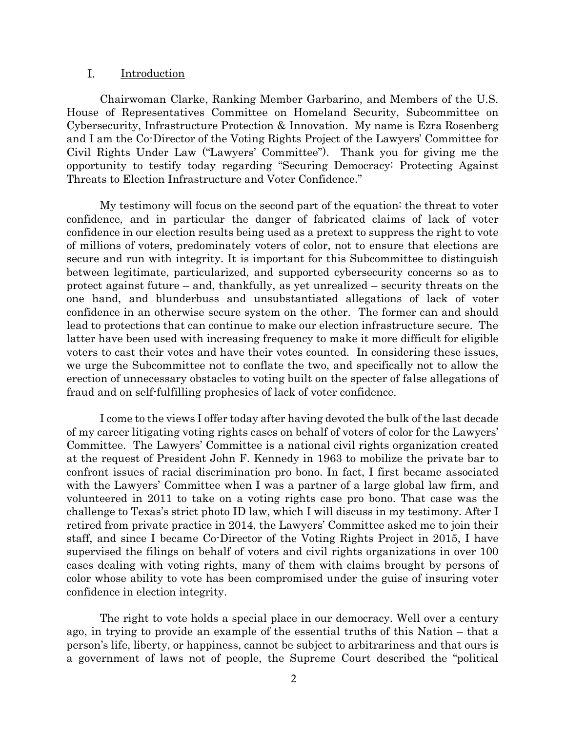## I. Introduction

Chairwoman Clarke, Ranking Member Garbarino, and Members of the U.S. House of Representatives Committee on Homeland Security, Subcommittee on Cybersecurity, Infrastructure Protection & Innovation. My name is Ezra Rosenberg and I am the Co-Director of the Voting Rights Project of the Lawyers' Committee for Civil Rights Under Law ("Lawyers' Committee"). Thank you for giving me the opportunity to testify today regarding "Securing Democracy: Protecting Against Threats to Election Infrastructure and Voter Confidence."

My testimony will focus on the second part of the equation: the threat to voter confidence, and in particular the danger of fabricated claims of lack of voter confidence in our election results being used as a pretext to suppress the right to vote of millions of voters, predominately voters of color, not to ensure that elections are secure and run with integrity. It is important for this Subcommittee to distinguish between legitimate, particularized, and supported cybersecurity concerns so as to protect against future – and, thankfully, as yet unrealized – security threats on the one hand, and blunderbuss and unsubstantiated allegations of lack of voter confidence in an otherwise secure system on the other. The former can and should lead to protections that can continue to make our election infrastructure secure. The latter have been used with increasing frequency to make it more difficult for eligible voters to cast their votes and have their votes counted. In considering these issues, we urge the Subcommittee not to conflate the two, and specifically not to allow the erection of unnecessary obstacles to voting built on the specter of false allegations of fraud and on self-fulfilling prophesies of lack of voter confidence.

I come to the views I offer today after having devoted the bulk of the last decade of my career litigating voting rights cases on behalf of voters of color for the Lawyers' Committee. The Lawyers' Committee is a national civil rights organization created at the request of President John F. Kennedy in 1963 to mobilize the private bar to confront issues of racial discrimination pro bono. In fact, I first became associated with the Lawyers' Committee when I was a partner of a large global law firm, and volunteered in 2011 to take on a voting rights case pro bono. That case was the challenge to Texas's strict photo ID law, which I will discuss in my testimony. After I retired from private practice in 2014, the Lawyers' Committee asked me to join their staff, and since I became Co-Director of the Voting Rights Project in 2015, I have supervised the filings on behalf of voters and civil rights organizations in over 100 cases dealing with voting rights, many of them with claims brought by persons of color whose ability to vote has been compromised under the guise of insuring voter confidence in election integrity.

The right to vote holds a special place in our democracy. Well over a century ago, in trying to provide an example of the essential truths of this Nation – that a person's life, liberty, or happiness, cannot be subject to arbitrariness and that ours is a government of laws not of people, the Supreme Court described the "political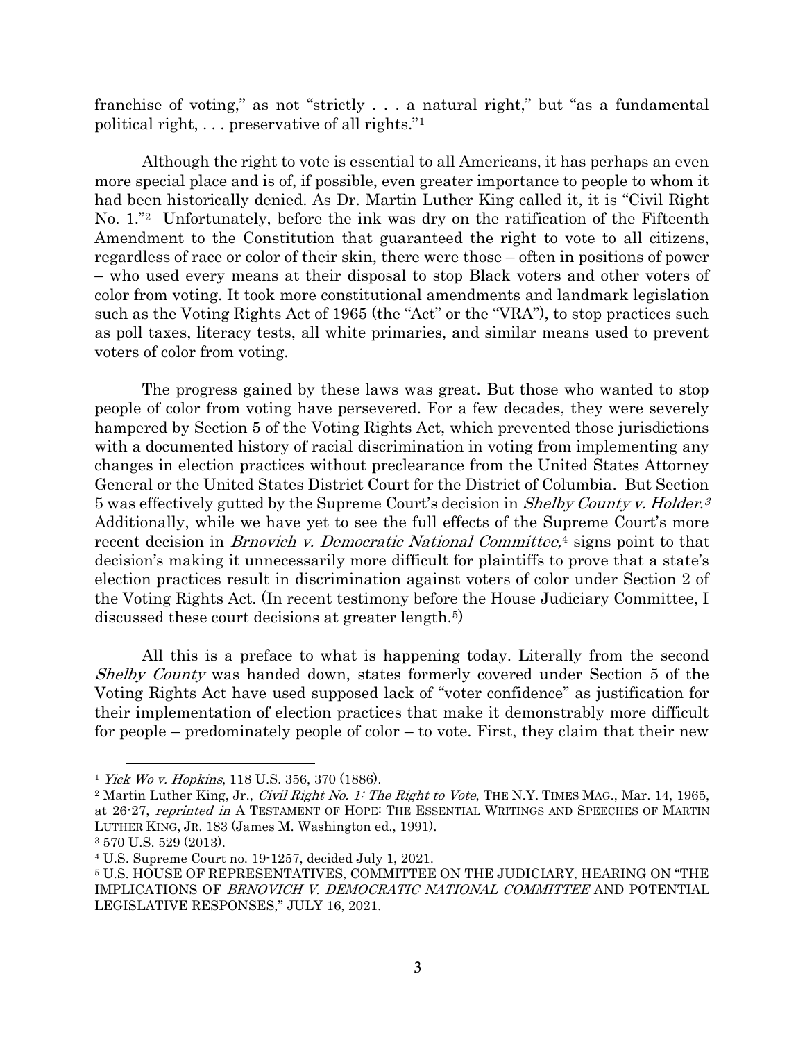franchise of voting," as not "strictly . . . a natural right," but "as a fundamental political right, . . . preservative of all rights."[1]

Although the right to vote is essential to all Americans, it has perhaps an even more special place and is of, if possible, even greater importance to people to whom it had been historically denied. As Dr. Martin Luther King called it, it is "Civil Right No. 1."[2] Unfortunately, before the ink was dry on the ratification of the Fifteenth Amendment to the Constitution that guaranteed the right to vote to all citizens, regardless of race or color of their skin, there were those – often in positions of power – who used every means at their disposal to stop Black voters and other voters of color from voting. It took more constitutional amendments and landmark legislation such as the Voting Rights Act of 1965 (the "Act" or the "VRA"), to stop practices such as poll taxes, literacy tests, all white primaries, and similar means used to prevent voters of color from voting.

The progress gained by these laws was great. But those who wanted to stop people of color from voting have persevered. For a few decades, they were severely hampered by Section 5 of the Voting Rights Act, which prevented those jurisdictions with a documented history of racial discrimination in voting from implementing any changes in election practices without preclearance from the United States Attorney General or the United States District Court for the District of Columbia. But Section 5 was effectively gutted by the Supreme Court's decision in *Shelby County v. Holder.*[3] Additionally, while we have yet to see the full effects of the Supreme Court's more recent decision in *Brnovich v. Democratic National Committee,*[4] signs point to that decision's making it unnecessarily more difficult for plaintiffs to prove that a state's election practices result in discrimination against voters of color under Section 2 of the Voting Rights Act. (In recent testimony before the House Judiciary Committee, I discussed these court decisions at greater length.[5])

All this is a preface to what is happening today. Literally from the second *Shelby County* was handed down, states formerly covered under Section 5 of the Voting Rights Act have used supposed lack of "voter confidence" as justification for their implementation of election practices that make it demonstrably more difficult for people – predominately people of color – to vote. First, they claim that their new

---

[1] *Yick Wo v. Hopkins*, 118 U.S. 356, 370 (1886).

[2] Martin Luther King, Jr., *Civil Right No. 1: The Right to Vote*, THE N.Y. TIMES MAG., Mar. 14, 1965, at 26-27, *reprinted in* A TESTAMENT OF HOPE: THE ESSENTIAL WRITINGS AND SPEECHES OF MARTIN LUTHER KING, JR. 183 (James M. Washington ed., 1991).

[3] 570 U.S. 529 (2013).

[4] U.S. Supreme Court no. 19-1257, decided July 1, 2021.

[5] U.S. HOUSE OF REPRESENTATIVES, COMMITTEE ON THE JUDICIARY, HEARING ON "THE IMPLICATIONS OF *BRNOVICH V. DEMOCRATIC NATIONAL COMMITTEE* AND POTENTIAL LEGISLATIVE RESPONSES," JULY 16, 2021.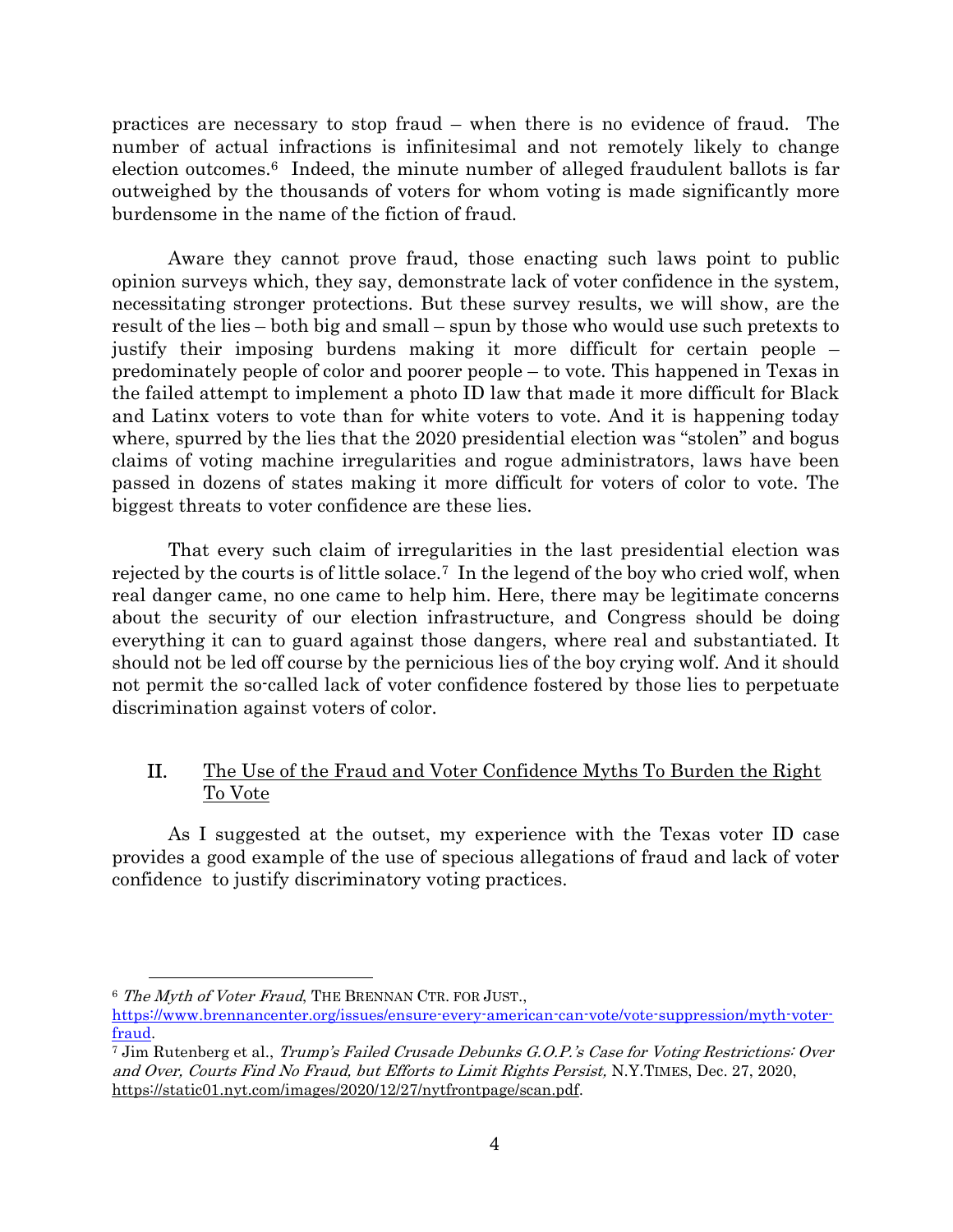practices are necessary to stop fraud – when there is no evidence of fraud. The number of actual infractions is infinitesimal and not remotely likely to change election outcomes.[6] Indeed, the minute number of alleged fraudulent ballots is far outweighed by the thousands of voters for whom voting is made significantly more burdensome in the name of the fiction of fraud.

Aware they cannot prove fraud, those enacting such laws point to public opinion surveys which, they say, demonstrate lack of voter confidence in the system, necessitating stronger protections. But these survey results, we will show, are the result of the lies – both big and small – spun by those who would use such pretexts to justify their imposing burdens making it more difficult for certain people – predominately people of color and poorer people – to vote. This happened in Texas in the failed attempt to implement a photo ID law that made it more difficult for Black and Latinx voters to vote than for white voters to vote. And it is happening today where, spurred by the lies that the 2020 presidential election was "stolen" and bogus claims of voting machine irregularities and rogue administrators, laws have been passed in dozens of states making it more difficult for voters of color to vote. The biggest threats to voter confidence are these lies.

That every such claim of irregularities in the last presidential election was rejected by the courts is of little solace.[7] In the legend of the boy who cried wolf, when real danger came, no one came to help him. Here, there may be legitimate concerns about the security of our election infrastructure, and Congress should be doing everything it can to guard against those dangers, where real and substantiated. It should not be led off course by the pernicious lies of the boy crying wolf. And it should not permit the so-called lack of voter confidence fostered by those lies to perpetuate discrimination against voters of color.

## II. The Use of the Fraud and Voter Confidence Myths To Burden the Right To Vote

As I suggested at the outset, my experience with the Texas voter ID case provides a good example of the use of specious allegations of fraud and lack of voter confidence to justify discriminatory voting practices.

---

[6] *The Myth of Voter Fraud*, THE BRENNAN CTR. FOR JUST., https://www.brennancenter.org/issues/ensure-every-american-can-vote/vote-suppression/myth-voter-fraud.

[7] Jim Rutenberg et al., *Trump's Failed Crusade Debunks G.O.P.'s Case for Voting Restrictions: Over and Over, Courts Find No Fraud, but Efforts to Limit Rights Persist,* N.Y.TIMES, Dec. 27, 2020, https://static01.nyt.com/images/2020/12/27/nytfrontpage/scan.pdf.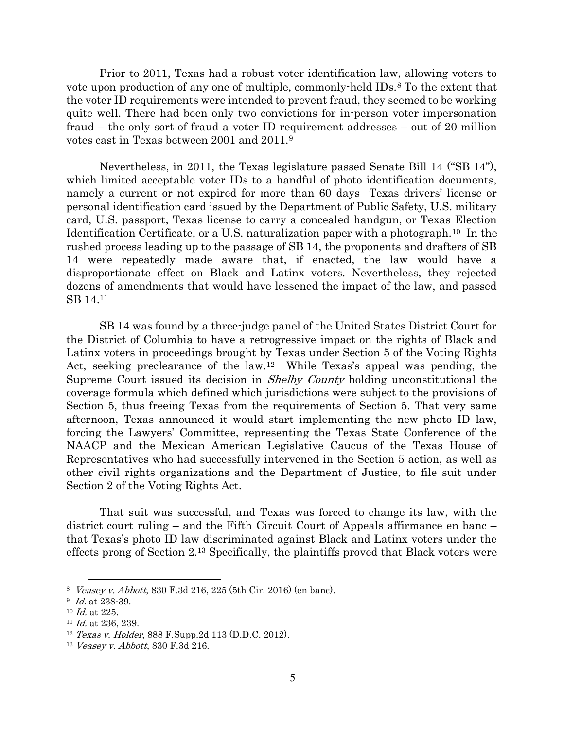Prior to 2011, Texas had a robust voter identification law, allowing voters to vote upon production of any one of multiple, commonly-held IDs.[8] To the extent that the voter ID requirements were intended to prevent fraud, they seemed to be working quite well. There had been only two convictions for in-person voter impersonation fraud – the only sort of fraud a voter ID requirement addresses – out of 20 million votes cast in Texas between 2001 and 2011.[9]

Nevertheless, in 2011, the Texas legislature passed Senate Bill 14 ("SB 14"), which limited acceptable voter IDs to a handful of photo identification documents, namely a current or not expired for more than 60 days Texas drivers' license or personal identification card issued by the Department of Public Safety, U.S. military card, U.S. passport, Texas license to carry a concealed handgun, or Texas Election Identification Certificate, or a U.S. naturalization paper with a photograph.[10] In the rushed process leading up to the passage of SB 14, the proponents and drafters of SB 14 were repeatedly made aware that, if enacted, the law would have a disproportionate effect on Black and Latinx voters. Nevertheless, they rejected dozens of amendments that would have lessened the impact of the law, and passed SB 14.[11]

SB 14 was found by a three-judge panel of the United States District Court for the District of Columbia to have a retrogressive impact on the rights of Black and Latinx voters in proceedings brought by Texas under Section 5 of the Voting Rights Act, seeking preclearance of the law.[12] While Texas's appeal was pending, the Supreme Court issued its decision in *Shelby County* holding unconstitutional the coverage formula which defined which jurisdictions were subject to the provisions of Section 5, thus freeing Texas from the requirements of Section 5. That very same afternoon, Texas announced it would start implementing the new photo ID law, forcing the Lawyers' Committee, representing the Texas State Conference of the NAACP and the Mexican American Legislative Caucus of the Texas House of Representatives who had successfully intervened in the Section 5 action, as well as other civil rights organizations and the Department of Justice, to file suit under Section 2 of the Voting Rights Act.

That suit was successful, and Texas was forced to change its law, with the district court ruling – and the Fifth Circuit Court of Appeals affirmance en banc – that Texas's photo ID law discriminated against Black and Latinx voters under the effects prong of Section 2.[13] Specifically, the plaintiffs proved that Black voters were

---

[8] *Veasey v. Abbott*, 830 F.3d 216, 225 (5th Cir. 2016) (en banc).

[9] *Id.* at 238-39.

[10] *Id.* at 225.

[11] *Id.* at 236, 239.

[12] *Texas v. Holder*, 888 F.Supp.2d 113 (D.D.C. 2012).

[13] *Veasey v. Abbott*, 830 F.3d 216.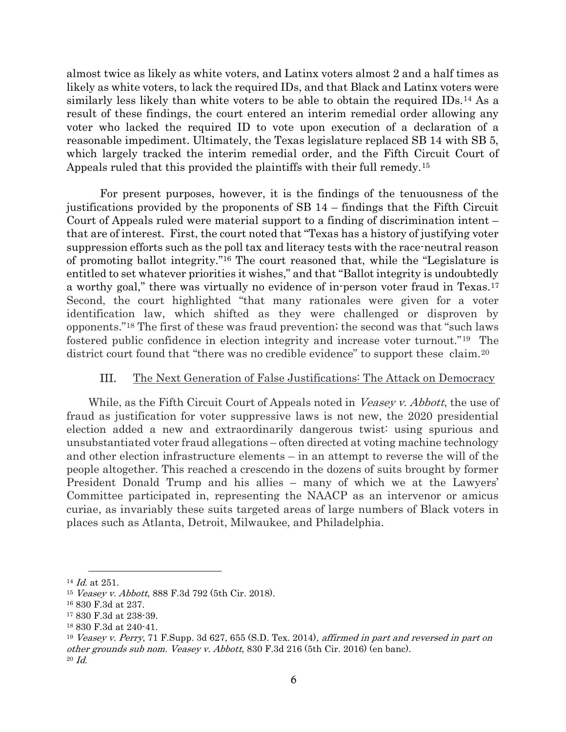almost twice as likely as white voters, and Latinx voters almost 2 and a half times as likely as white voters, to lack the required IDs, and that Black and Latinx voters were similarly less likely than white voters to be able to obtain the required IDs.[14] As a result of these findings, the court entered an interim remedial order allowing any voter who lacked the required ID to vote upon execution of a declaration of a reasonable impediment. Ultimately, the Texas legislature replaced SB 14 with SB 5, which largely tracked the interim remedial order, and the Fifth Circuit Court of Appeals ruled that this provided the plaintiffs with their full remedy.[15]

For present purposes, however, it is the findings of the tenuousness of the justifications provided by the proponents of SB 14 – findings that the Fifth Circuit Court of Appeals ruled were material support to a finding of discrimination intent – that are of interest. First, the court noted that "Texas has a history of justifying voter suppression efforts such as the poll tax and literacy tests with the race-neutral reason of promoting ballot integrity."[16] The court reasoned that, while the "Legislature is entitled to set whatever priorities it wishes," and that "Ballot integrity is undoubtedly a worthy goal," there was virtually no evidence of in-person voter fraud in Texas.[17] Second, the court highlighted "that many rationales were given for a voter identification law, which shifted as they were challenged or disproven by opponents."[18] The first of these was fraud prevention; the second was that "such laws fostered public confidence in election integrity and increase voter turnout."[19] The district court found that "there was no credible evidence" to support these claim.[20]

## III. The Next Generation of False Justifications: The Attack on Democracy

While, as the Fifth Circuit Court of Appeals noted in *Veasey v. Abbott*, the use of fraud as justification for voter suppressive laws is not new, the 2020 presidential election added a new and extraordinarily dangerous twist: using spurious and unsubstantiated voter fraud allegations – often directed at voting machine technology and other election infrastructure elements – in an attempt to reverse the will of the people altogether. This reached a crescendo in the dozens of suits brought by former President Donald Trump and his allies – many of which we at the Lawyers' Committee participated in, representing the NAACP as an intervenor or amicus curiae, as invariably these suits targeted areas of large numbers of Black voters in places such as Atlanta, Detroit, Milwaukee, and Philadelphia.

---

[14] *Id.* at 251.

[15] *Veasey v. Abbott*, 888 F.3d 792 (5th Cir. 2018).

[16] 830 F.3d at 237.

[17] 830 F.3d at 238-39.

[18] 830 F.3d at 240-41.

[19] *Veasey v. Perry*, 71 F.Supp. 3d 627, 655 (S.D. Tex. 2014), *affirmed in part and reversed in part on other grounds sub nom. Veasey v. Abbott*, 830 F.3d 216 (5th Cir. 2016) (en banc).

[20] *Id.*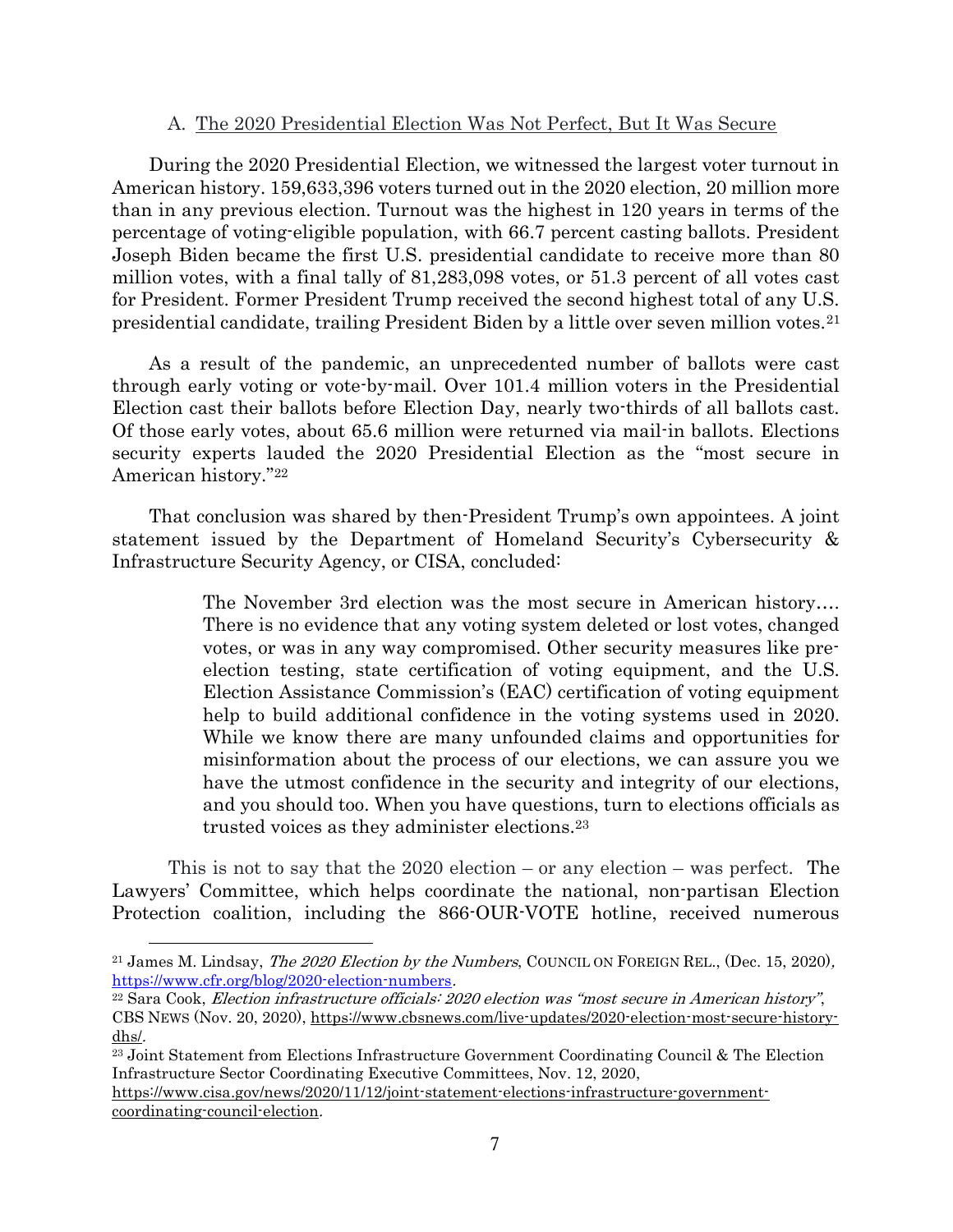### A. <u>The 2020 Presidential Election Was Not Perfect, But It Was Secure</u>

During the 2020 Presidential Election, we witnessed the largest voter turnout in American history. 159,633,396 voters turned out in the 2020 election, 20 million more than in any previous election. Turnout was the highest in 120 years in terms of the percentage of voting-eligible population, with 66.7 percent casting ballots. President Joseph Biden became the first U.S. presidential candidate to receive more than 80 million votes, with a final tally of 81,283,098 votes, or 51.3 percent of all votes cast for President. Former President Trump received the second highest total of any U.S. presidential candidate, trailing President Biden by a little over seven million votes.[21]

As a result of the pandemic, an unprecedented number of ballots were cast through early voting or vote-by-mail. Over 101.4 million voters in the Presidential Election cast their ballots before Election Day, nearly two-thirds of all ballots cast. Of those early votes, about 65.6 million were returned via mail-in ballots. Elections security experts lauded the 2020 Presidential Election as the "most secure in American history."[22]

That conclusion was shared by then-President Trump's own appointees. A joint statement issued by the Department of Homeland Security's Cybersecurity & Infrastructure Security Agency, or CISA, concluded:

> The November 3rd election was the most secure in American history…. There is no evidence that any voting system deleted or lost votes, changed votes, or was in any way compromised. Other security measures like pre-election testing, state certification of voting equipment, and the U.S. Election Assistance Commission's (EAC) certification of voting equipment help to build additional confidence in the voting systems used in 2020. While we know there are many unfounded claims and opportunities for misinformation about the process of our elections, we can assure you we have the utmost confidence in the security and integrity of our elections, and you should too. When you have questions, turn to elections officials as trusted voices as they administer elections.[23]

This is not to say that the 2020 election – or any election – was perfect. The Lawyers' Committee, which helps coordinate the national, non-partisan Election Protection coalition, including the 866-OUR-VOTE hotline, received numerous

---

[21] James M. Lindsay, *The 2020 Election by the Numbers*, COUNCIL ON FOREIGN REL., (Dec. 15, 2020), https://www.cfr.org/blog/2020-election-numbers.

[22] Sara Cook, *Election infrastructure officials: 2020 election was "most secure in American history"*, CBS NEWS (Nov. 20, 2020), https://www.cbsnews.com/live-updates/2020-election-most-secure-history-dhs/.

[23] Joint Statement from Elections Infrastructure Government Coordinating Council & The Election Infrastructure Sector Coordinating Executive Committees, Nov. 12, 2020, https://www.cisa.gov/news/2020/11/12/joint-statement-elections-infrastructure-government-coordinating-council-election.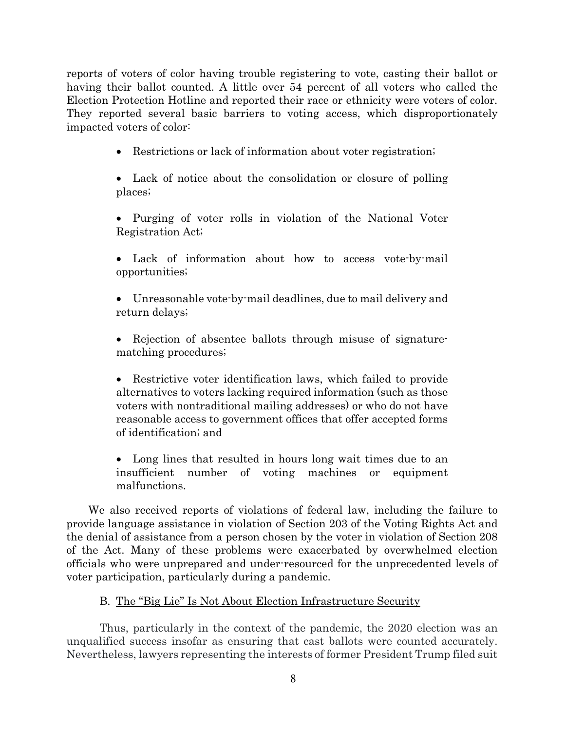reports of voters of color having trouble registering to vote, casting their ballot or having their ballot counted. A little over 54 percent of all voters who called the Election Protection Hotline and reported their race or ethnicity were voters of color. They reported several basic barriers to voting access, which disproportionately impacted voters of color:

- Restrictions or lack of information about voter registration;
- Lack of notice about the consolidation or closure of polling places;
- Purging of voter rolls in violation of the National Voter Registration Act;
- Lack of information about how to access vote-by-mail opportunities;
- Unreasonable vote-by-mail deadlines, due to mail delivery and return delays;
- Rejection of absentee ballots through misuse of signature-matching procedures;
- Restrictive voter identification laws, which failed to provide alternatives to voters lacking required information (such as those voters with nontraditional mailing addresses) or who do not have reasonable access to government offices that offer accepted forms of identification; and
- Long lines that resulted in hours long wait times due to an insufficient number of voting machines or equipment malfunctions.

We also received reports of violations of federal law, including the failure to provide language assistance in violation of Section 203 of the Voting Rights Act and the denial of assistance from a person chosen by the voter in violation of Section 208 of the Act. Many of these problems were exacerbated by overwhelmed election officials who were unprepared and under-resourced for the unprecedented levels of voter participation, particularly during a pandemic.

### B. The "Big Lie" Is Not About Election Infrastructure Security

Thus, particularly in the context of the pandemic, the 2020 election was an unqualified success insofar as ensuring that cast ballots were counted accurately. Nevertheless, lawyers representing the interests of former President Trump filed suit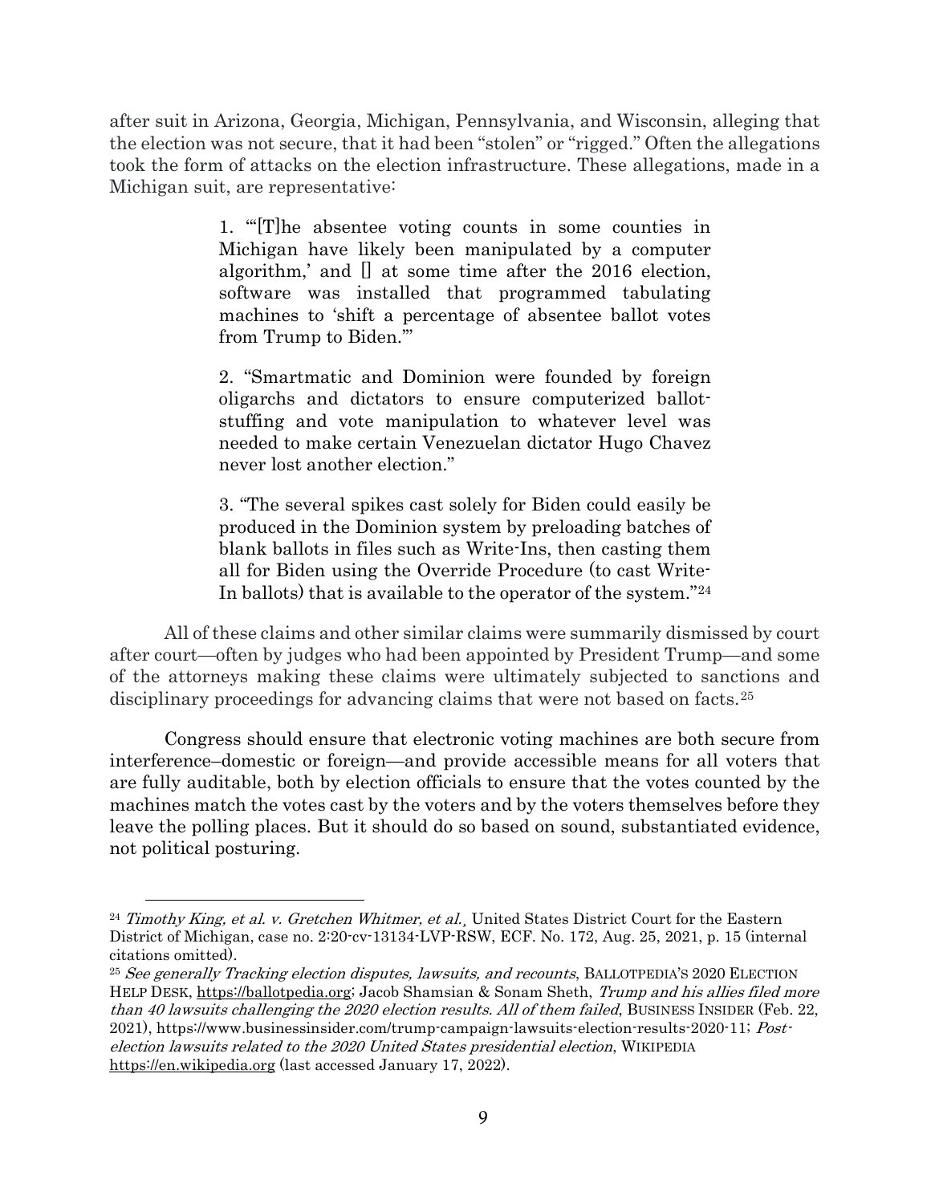after suit in Arizona, Georgia, Michigan, Pennsylvania, and Wisconsin, alleging that the election was not secure, that it had been "stolen" or "rigged." Often the allegations took the form of attacks on the election infrastructure. These allegations, made in a Michigan suit, are representative:

> 1. "'[T]he absentee voting counts in some counties in Michigan have likely been manipulated by a computer algorithm,' and [] at some time after the 2016 election, software was installed that programmed tabulating machines to 'shift a percentage of absentee ballot votes from Trump to Biden.'"
>
> 2. "Smartmatic and Dominion were founded by foreign oligarchs and dictators to ensure computerized ballot-stuffing and vote manipulation to whatever level was needed to make certain Venezuelan dictator Hugo Chavez never lost another election."
>
> 3. "The several spikes cast solely for Biden could easily be produced in the Dominion system by preloading batches of blank ballots in files such as Write-Ins, then casting them all for Biden using the Override Procedure (to cast Write-In ballots) that is available to the operator of the system."[24]

All of these claims and other similar claims were summarily dismissed by court after court—often by judges who had been appointed by President Trump—and some of the attorneys making these claims were ultimately subjected to sanctions and disciplinary proceedings for advancing claims that were not based on facts.[25]

Congress should ensure that electronic voting machines are both secure from interference–domestic or foreign—and provide accessible means for all voters that are fully auditable, both by election officials to ensure that the votes counted by the machines match the votes cast by the voters and by the voters themselves before they leave the polling places. But it should do so based on sound, substantiated evidence, not political posturing.

---

[24] *Timothy King, et al. v. Gretchen Whitmer, et al.*, United States District Court for the Eastern District of Michigan, case no. 2:20-cv-13134-LVP-RSW, ECF. No. 172, Aug. 25, 2021, p. 15 (internal citations omitted).

[25] *See generally Tracking election disputes, lawsuits, and recounts*, BALLOTPEDIA'S 2020 ELECTION HELP DESK, https://ballotpedia.org; Jacob Shamsian & Sonam Sheth, *Trump and his allies filed more than 40 lawsuits challenging the 2020 election results. All of them failed*, BUSINESS INSIDER (Feb. 22, 2021), https://www.businessinsider.com/trump-campaign-lawsuits-election-results-2020-11; *Post-election lawsuits related to the 2020 United States presidential election*, WIKIPEDIA https://en.wikipedia.org (last accessed January 17, 2022).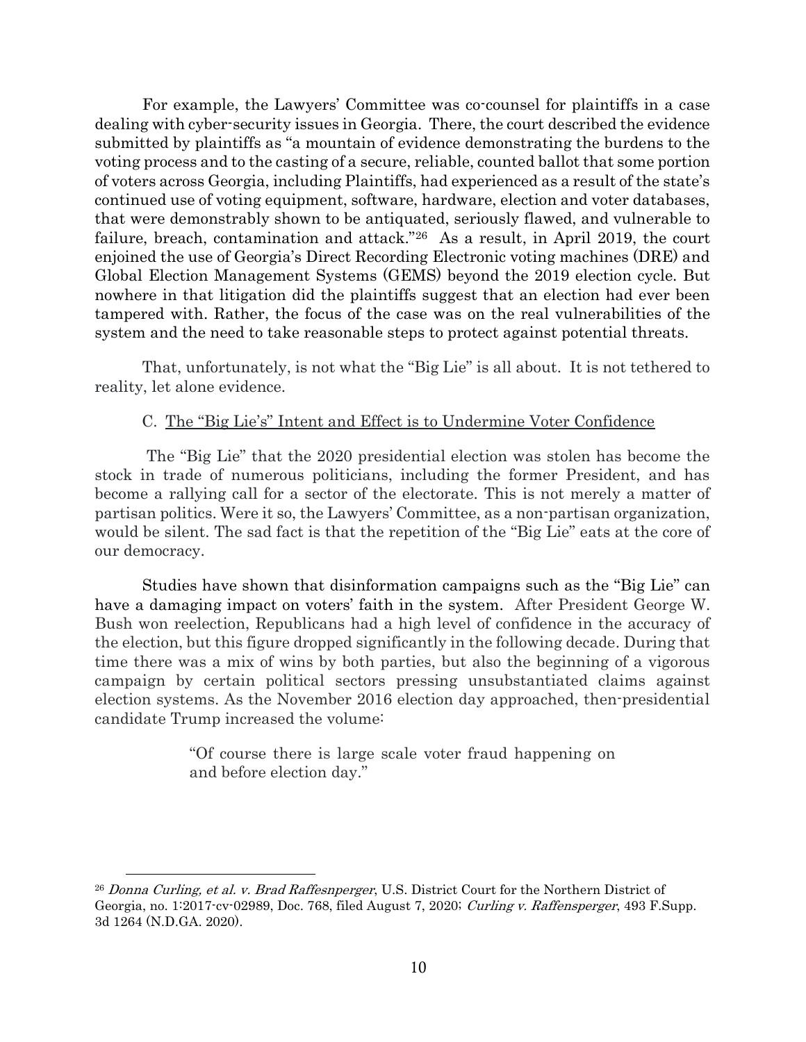For example, the Lawyers' Committee was co-counsel for plaintiffs in a case dealing with cyber-security issues in Georgia. There, the court described the evidence submitted by plaintiffs as "a mountain of evidence demonstrating the burdens to the voting process and to the casting of a secure, reliable, counted ballot that some portion of voters across Georgia, including Plaintiffs, had experienced as a result of the state's continued use of voting equipment, software, hardware, election and voter databases, that were demonstrably shown to be antiquated, seriously flawed, and vulnerable to failure, breach, contamination and attack."[26] As a result, in April 2019, the court enjoined the use of Georgia's Direct Recording Electronic voting machines (DRE) and Global Election Management Systems (GEMS) beyond the 2019 election cycle. But nowhere in that litigation did the plaintiffs suggest that an election had ever been tampered with. Rather, the focus of the case was on the real vulnerabilities of the system and the need to take reasonable steps to protect against potential threats.

That, unfortunately, is not what the "Big Lie" is all about. It is not tethered to reality, let alone evidence.

### C. <u>The "Big Lie's" Intent and Effect is to Undermine Voter Confidence</u>

The "Big Lie" that the 2020 presidential election was stolen has become the stock in trade of numerous politicians, including the former President, and has become a rallying call for a sector of the electorate. This is not merely a matter of partisan politics. Were it so, the Lawyers' Committee, as a non-partisan organization, would be silent. The sad fact is that the repetition of the "Big Lie" eats at the core of our democracy.

Studies have shown that disinformation campaigns such as the "Big Lie" can have a damaging impact on voters' faith in the system. After President George W. Bush won reelection, Republicans had a high level of confidence in the accuracy of the election, but this figure dropped significantly in the following decade. During that time there was a mix of wins by both parties, but also the beginning of a vigorous campaign by certain political sectors pressing unsubstantiated claims against election systems. As the November 2016 election day approached, then-presidential candidate Trump increased the volume:

> "Of course there is large scale voter fraud happening on and before election day."

---

[26] *Donna Curling, et al. v. Brad Raffesnperger*, U.S. District Court for the Northern District of Georgia, no. 1:2017-cv-02989, Doc. 768, filed August 7, 2020; *Curling v. Raffensperger*, 493 F.Supp. 3d 1264 (N.D.GA. 2020).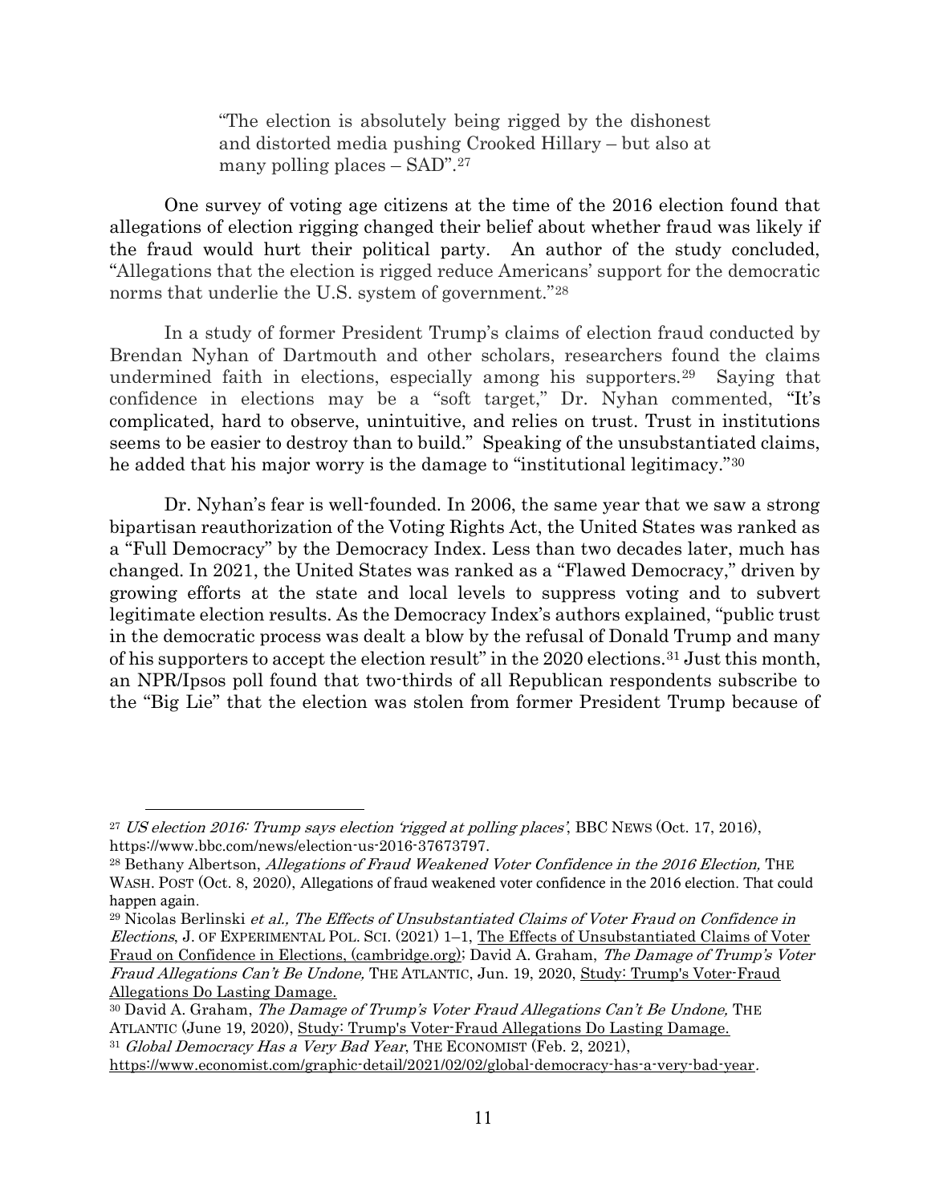> "The election is absolutely being rigged by the dishonest and distorted media pushing Crooked Hillary – but also at many polling places – SAD".[27]

One survey of voting age citizens at the time of the 2016 election found that allegations of election rigging changed their belief about whether fraud was likely if the fraud would hurt their political party. An author of the study concluded, "Allegations that the election is rigged reduce Americans' support for the democratic norms that underlie the U.S. system of government."[28]

In a study of former President Trump's claims of election fraud conducted by Brendan Nyhan of Dartmouth and other scholars, researchers found the claims undermined faith in elections, especially among his supporters.[29] Saying that confidence in elections may be a "soft target," Dr. Nyhan commented, "It's complicated, hard to observe, unintuitive, and relies on trust. Trust in institutions seems to be easier to destroy than to build." Speaking of the unsubstantiated claims, he added that his major worry is the damage to "institutional legitimacy."[30]

Dr. Nyhan's fear is well-founded. In 2006, the same year that we saw a strong bipartisan reauthorization of the Voting Rights Act, the United States was ranked as a "Full Democracy" by the Democracy Index. Less than two decades later, much has changed. In 2021, the United States was ranked as a "Flawed Democracy," driven by growing efforts at the state and local levels to suppress voting and to subvert legitimate election results. As the Democracy Index's authors explained, "public trust in the democratic process was dealt a blow by the refusal of Donald Trump and many of his supporters to accept the election result" in the 2020 elections.[31] Just this month, an NPR/Ipsos poll found that two-thirds of all Republican respondents subscribe to the "Big Lie" that the election was stolen from former President Trump because of

---

[27] *US election 2016: Trump says election 'rigged at polling places'*, BBC NEWS (Oct. 17, 2016), https://www.bbc.com/news/election-us-2016-37673797.

[28] Bethany Albertson, *Allegations of Fraud Weakened Voter Confidence in the 2016 Election,* THE WASH. POST (Oct. 8, 2020), Allegations of fraud weakened voter confidence in the 2016 election. That could happen again.

[29] Nicolas Berlinski *et al., The Effects of Unsubstantiated Claims of Voter Fraud on Confidence in Elections*, J. OF EXPERIMENTAL POL. SCI. (2021) 1–1, The Effects of Unsubstantiated Claims of Voter Fraud on Confidence in Elections, (cambridge.org); David A. Graham, *The Damage of Trump's Voter Fraud Allegations Can't Be Undone,* THE ATLANTIC, Jun. 19, 2020, Study: Trump's Voter-Fraud Allegations Do Lasting Damage.

[30] David A. Graham, *The Damage of Trump's Voter Fraud Allegations Can't Be Undone,* THE ATLANTIC (June 19, 2020), Study: Trump's Voter-Fraud Allegations Do Lasting Damage.

[31] *Global Democracy Has a Very Bad Year*, THE ECONOMIST (Feb. 2, 2021), https://www.economist.com/graphic-detail/2021/02/02/global-democracy-has-a-very-bad-year.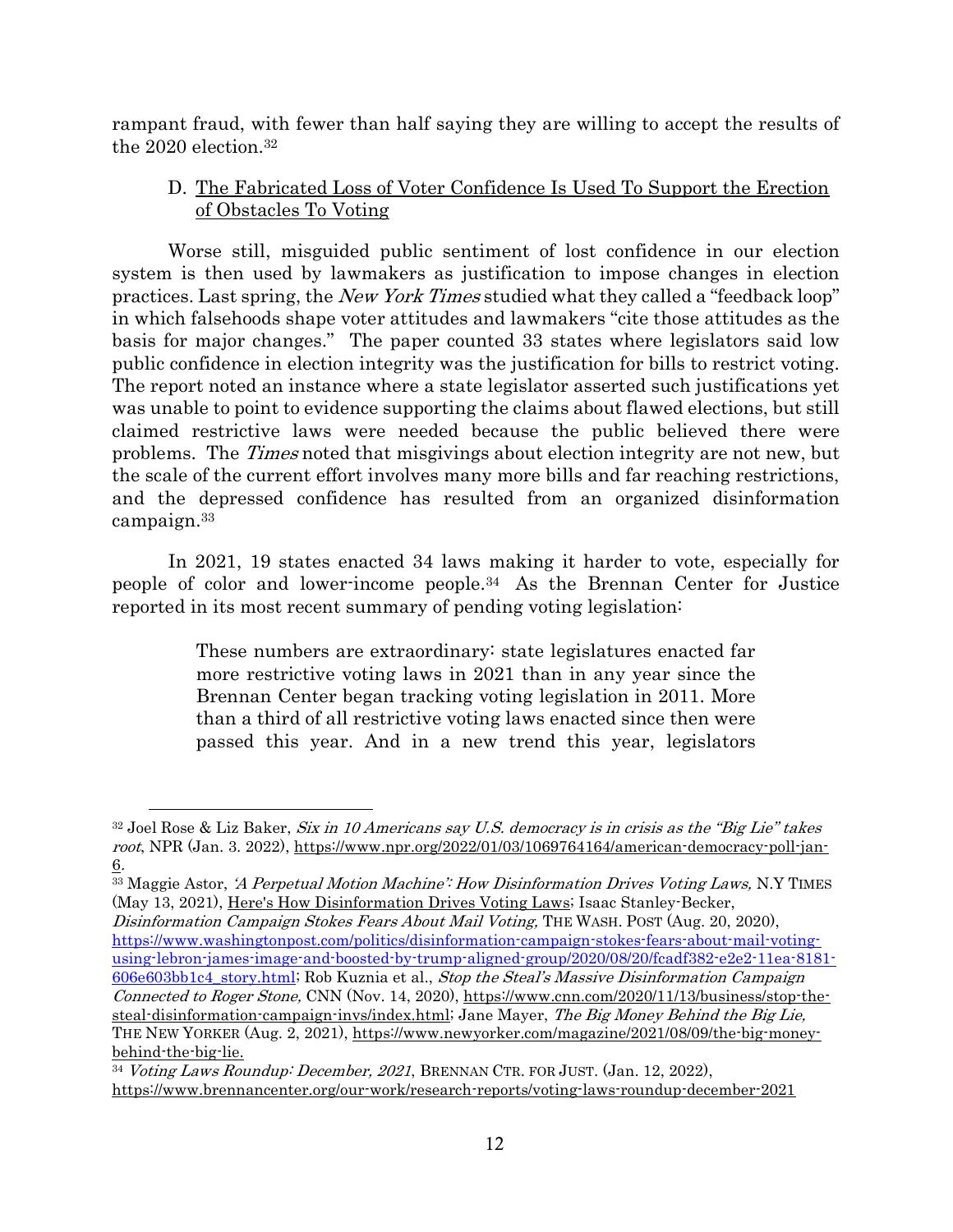rampant fraud, with fewer than half saying they are willing to accept the results of the 2020 election.[32]

### D. The Fabricated Loss of Voter Confidence Is Used To Support the Erection of Obstacles To Voting

Worse still, misguided public sentiment of lost confidence in our election system is then used by lawmakers as justification to impose changes in election practices. Last spring, the *New York Times* studied what they called a "feedback loop" in which falsehoods shape voter attitudes and lawmakers "cite those attitudes as the basis for major changes." The paper counted 33 states where legislators said low public confidence in election integrity was the justification for bills to restrict voting. The report noted an instance where a state legislator asserted such justifications yet was unable to point to evidence supporting the claims about flawed elections, but still claimed restrictive laws were needed because the public believed there were problems. The *Times* noted that misgivings about election integrity are not new, but the scale of the current effort involves many more bills and far reaching restrictions, and the depressed confidence has resulted from an organized disinformation campaign.[33]

In 2021, 19 states enacted 34 laws making it harder to vote, especially for people of color and lower-income people.[34] As the Brennan Center for Justice reported in its most recent summary of pending voting legislation:

> These numbers are extraordinary: state legislatures enacted far more restrictive voting laws in 2021 than in any year since the Brennan Center began tracking voting legislation in 2011. More than a third of all restrictive voting laws enacted since then were passed this year. And in a new trend this year, legislators

---

[32] Joel Rose & Liz Baker, *Six in 10 Americans say U.S. democracy is in crisis as the "Big Lie" takes root*, NPR (Jan. 3. 2022), https://www.npr.org/2022/01/03/1069764164/american-democracy-poll-jan-6.

[33] Maggie Astor, *'A Perpetual Motion Machine': How Disinformation Drives Voting Laws,* N.Y TIMES (May 13, 2021), Here's How Disinformation Drives Voting Laws; Isaac Stanley-Becker, *Disinformation Campaign Stokes Fears About Mail Voting,* THE WASH. POST (Aug. 20, 2020), https://www.washingtonpost.com/politics/disinformation-campaign-stokes-fears-about-mail-voting-using-lebron-james-image-and-boosted-by-trump-aligned-group/2020/08/20/fcadf382-e2e2-11ea-8181-606e603bb1c4_story.html; Rob Kuznia et al., *Stop the Steal's Massive Disinformation Campaign Connected to Roger Stone,* CNN (Nov. 14, 2020), https://www.cnn.com/2020/11/13/business/stop-the-steal-disinformation-campaign-invs/index.html; Jane Mayer, *The Big Money Behind the Big Lie,* THE NEW YORKER (Aug. 2, 2021), https://www.newyorker.com/magazine/2021/08/09/the-big-money-behind-the-big-lie.

[34] *Voting Laws Roundup: December, 2021*, BRENNAN CTR. FOR JUST. (Jan. 12, 2022), https://www.brennancenter.org/our-work/research-reports/voting-laws-roundup-december-2021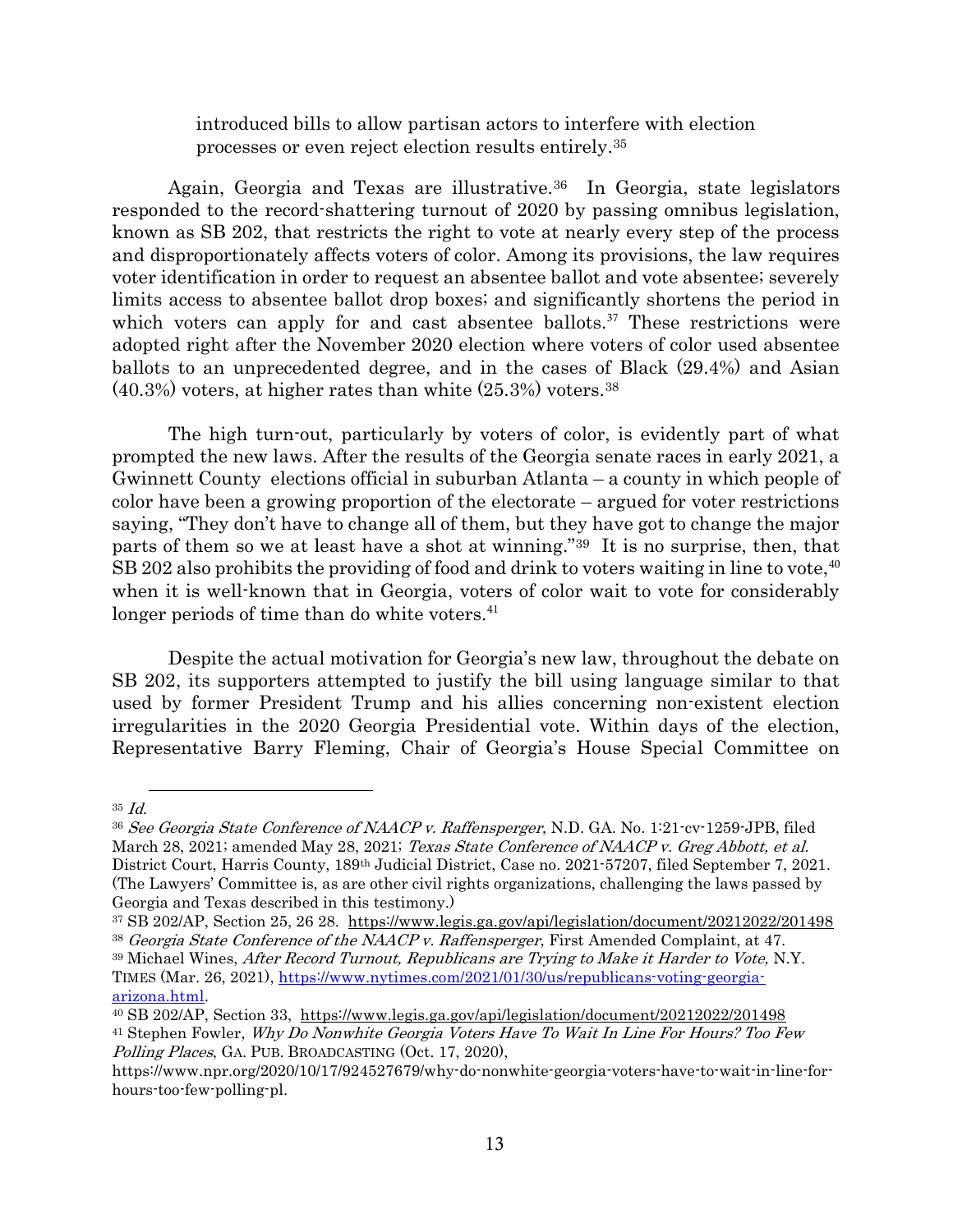> introduced bills to allow partisan actors to interfere with election processes or even reject election results entirely.[35]

Again, Georgia and Texas are illustrative.[36] In Georgia, state legislators responded to the record-shattering turnout of 2020 by passing omnibus legislation, known as SB 202, that restricts the right to vote at nearly every step of the process and disproportionately affects voters of color. Among its provisions, the law requires voter identification in order to request an absentee ballot and vote absentee; severely limits access to absentee ballot drop boxes; and significantly shortens the period in which voters can apply for and cast absentee ballots.[37] These restrictions were adopted right after the November 2020 election where voters of color used absentee ballots to an unprecedented degree, and in the cases of Black (29.4%) and Asian (40.3%) voters, at higher rates than white (25.3%) voters.[38]

The high turn-out, particularly by voters of color, is evidently part of what prompted the new laws. After the results of the Georgia senate races in early 2021, a Gwinnett County elections official in suburban Atlanta – a county in which people of color have been a growing proportion of the electorate – argued for voter restrictions saying, "They don't have to change all of them, but they have got to change the major parts of them so we at least have a shot at winning."[39] It is no surprise, then, that SB 202 also prohibits the providing of food and drink to voters waiting in line to vote,[40] when it is well-known that in Georgia, voters of color wait to vote for considerably longer periods of time than do white voters.[41]

Despite the actual motivation for Georgia's new law, throughout the debate on SB 202, its supporters attempted to justify the bill using language similar to that used by former President Trump and his allies concerning non-existent election irregularities in the 2020 Georgia Presidential vote. Within days of the election, Representative Barry Fleming, Chair of Georgia's House Special Committee on

---

[35] *Id.*

[36] *See Georgia State Conference of NAACP v. Raffensperger*, N.D. GA. No. 1:21-cv-1259-JPB, filed March 28, 2021; amended May 28, 2021; *Texas State Conference of NAACP v. Greg Abbott, et al.* District Court, Harris County, 189th Judicial District, Case no. 2021-57207, filed September 7, 2021. (The Lawyers' Committee is, as are other civil rights organizations, challenging the laws passed by Georgia and Texas described in this testimony.)

[37] SB 202/AP, Section 25, 26 28. https://www.legis.ga.gov/api/legislation/document/20212022/201498

[38] *Georgia State Conference of the NAACP v. Raffensperger*, First Amended Complaint, at 47.

[39] Michael Wines, *After Record Turnout, Republicans are Trying to Make it Harder to Vote,* N.Y. TIMES (Mar. 26, 2021), https://www.nytimes.com/2021/01/30/us/republicans-voting-georgia-arizona.html.

[40] SB 202/AP, Section 33, https://www.legis.ga.gov/api/legislation/document/20212022/201498

[41] Stephen Fowler, *Why Do Nonwhite Georgia Voters Have To Wait In Line For Hours? Too Few Polling Places*, GA. PUB. BROADCASTING (Oct. 17, 2020), https://www.npr.org/2020/10/17/924527679/why-do-nonwhite-georgia-voters-have-to-wait-in-line-for-hours-too-few-polling-pl.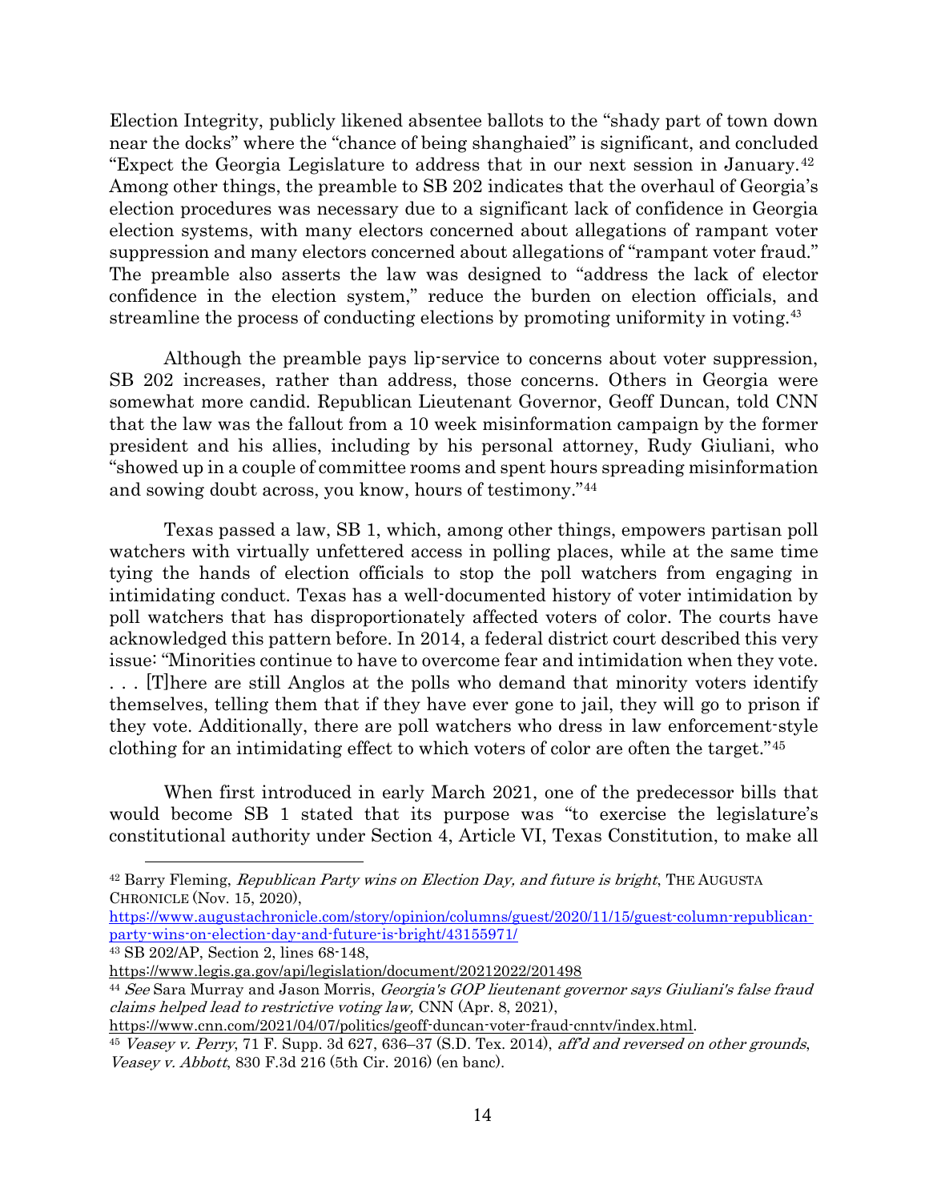Election Integrity, publicly likened absentee ballots to the "shady part of town down near the docks" where the "chance of being shanghaied" is significant, and concluded "Expect the Georgia Legislature to address that in our next session in January.[42] Among other things, the preamble to SB 202 indicates that the overhaul of Georgia's election procedures was necessary due to a significant lack of confidence in Georgia election systems, with many electors concerned about allegations of rampant voter suppression and many electors concerned about allegations of "rampant voter fraud." The preamble also asserts the law was designed to "address the lack of elector confidence in the election system," reduce the burden on election officials, and streamline the process of conducting elections by promoting uniformity in voting.[43]

Although the preamble pays lip-service to concerns about voter suppression, SB 202 increases, rather than address, those concerns. Others in Georgia were somewhat more candid. Republican Lieutenant Governor, Geoff Duncan, told CNN that the law was the fallout from a 10 week misinformation campaign by the former president and his allies, including by his personal attorney, Rudy Giuliani, who "showed up in a couple of committee rooms and spent hours spreading misinformation and sowing doubt across, you know, hours of testimony."[44]

Texas passed a law, SB 1, which, among other things, empowers partisan poll watchers with virtually unfettered access in polling places, while at the same time tying the hands of election officials to stop the poll watchers from engaging in intimidating conduct. Texas has a well-documented history of voter intimidation by poll watchers that has disproportionately affected voters of color. The courts have acknowledged this pattern before. In 2014, a federal district court described this very issue: "Minorities continue to have to overcome fear and intimidation when they vote. . . . [T]here are still Anglos at the polls who demand that minority voters identify themselves, telling them that if they have ever gone to jail, they will go to prison if they vote. Additionally, there are poll watchers who dress in law enforcement-style clothing for an intimidating effect to which voters of color are often the target."[45]

When first introduced in early March 2021, one of the predecessor bills that would become SB 1 stated that its purpose was "to exercise the legislature's constitutional authority under Section 4, Article VI, Texas Constitution, to make all

---

[42] Barry Fleming, *Republican Party wins on Election Day, and future is bright*, THE AUGUSTA CHRONICLE (Nov. 15, 2020), https://www.augustachronicle.com/story/opinion/columns/guest/2020/11/15/guest-column-republican-party-wins-on-election-day-and-future-is-bright/43155971/

[43] SB 202/AP, Section 2, lines 68-148, https://www.legis.ga.gov/api/legislation/document/20212022/201498

[44] *See* Sara Murray and Jason Morris, *Georgia's GOP lieutenant governor says Giuliani's false fraud claims helped lead to restrictive voting law,* CNN (Apr. 8, 2021), https://www.cnn.com/2021/04/07/politics/geoff-duncan-voter-fraud-cnntv/index.html.

[45] *Veasey v. Perry*, 71 F. Supp. 3d 627, 636–37 (S.D. Tex. 2014), *aff'd and reversed on other grounds*, *Veasey v. Abbott*, 830 F.3d 216 (5th Cir. 2016) (en banc).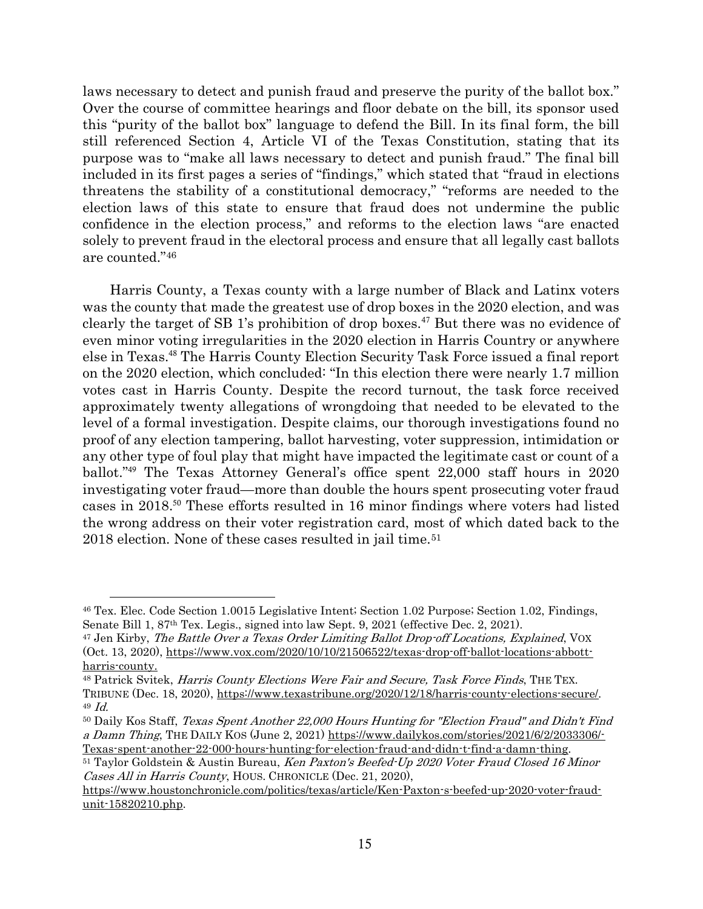laws necessary to detect and punish fraud and preserve the purity of the ballot box." Over the course of committee hearings and floor debate on the bill, its sponsor used this "purity of the ballot box" language to defend the Bill. In its final form, the bill still referenced Section 4, Article VI of the Texas Constitution, stating that its purpose was to "make all laws necessary to detect and punish fraud." The final bill included in its first pages a series of "findings," which stated that "fraud in elections threatens the stability of a constitutional democracy," "reforms are needed to the election laws of this state to ensure that fraud does not undermine the public confidence in the election process," and reforms to the election laws "are enacted solely to prevent fraud in the electoral process and ensure that all legally cast ballots are counted."[46]

Harris County, a Texas county with a large number of Black and Latinx voters was the county that made the greatest use of drop boxes in the 2020 election, and was clearly the target of SB 1's prohibition of drop boxes.[47] But there was no evidence of even minor voting irregularities in the 2020 election in Harris Country or anywhere else in Texas.[48] The Harris County Election Security Task Force issued a final report on the 2020 election, which concluded: "In this election there were nearly 1.7 million votes cast in Harris County. Despite the record turnout, the task force received approximately twenty allegations of wrongdoing that needed to be elevated to the level of a formal investigation. Despite claims, our thorough investigations found no proof of any election tampering, ballot harvesting, voter suppression, intimidation or any other type of foul play that might have impacted the legitimate cast or count of a ballot."[49] The Texas Attorney General's office spent 22,000 staff hours in 2020 investigating voter fraud—more than double the hours spent prosecuting voter fraud cases in 2018.[50] These efforts resulted in 16 minor findings where voters had listed the wrong address on their voter registration card, most of which dated back to the 2018 election. None of these cases resulted in jail time.[51]

---

[46] Tex. Elec. Code Section 1.0015 Legislative Intent; Section 1.02 Purpose; Section 1.02, Findings, Senate Bill 1, 87th Tex. Legis., signed into law Sept. 9, 2021 (effective Dec. 2, 2021).

[47] Jen Kirby, *The Battle Over a Texas Order Limiting Ballot Drop-off Locations, Explained*, VOX (Oct. 13, 2020), https://www.vox.com/2020/10/10/21506522/texas-drop-off-ballot-locations-abbott-harris-county.

[48] Patrick Svitek, *Harris County Elections Were Fair and Secure, Task Force Finds*, THE TEX. TRIBUNE (Dec. 18, 2020), https://www.texastribune.org/2020/12/18/harris-county-elections-secure/.

[49] *Id.*

[50] Daily Kos Staff, *Texas Spent Another 22,000 Hours Hunting for "Election Fraud" and Didn't Find a Damn Thing*, THE DAILY KOS (June 2, 2021) https://www.dailykos.com/stories/2021/6/2/2033306/-Texas-spent-another-22-000-hours-hunting-for-election-fraud-and-didn-t-find-a-damn-thing.

[51] Taylor Goldstein & Austin Bureau, *Ken Paxton's Beefed-Up 2020 Voter Fraud Closed 16 Minor Cases All in Harris County*, HOUS. CHRONICLE (Dec. 21, 2020), https://www.houstonchronicle.com/politics/texas/article/Ken-Paxton-s-beefed-up-2020-voter-fraud-unit-15820210.php.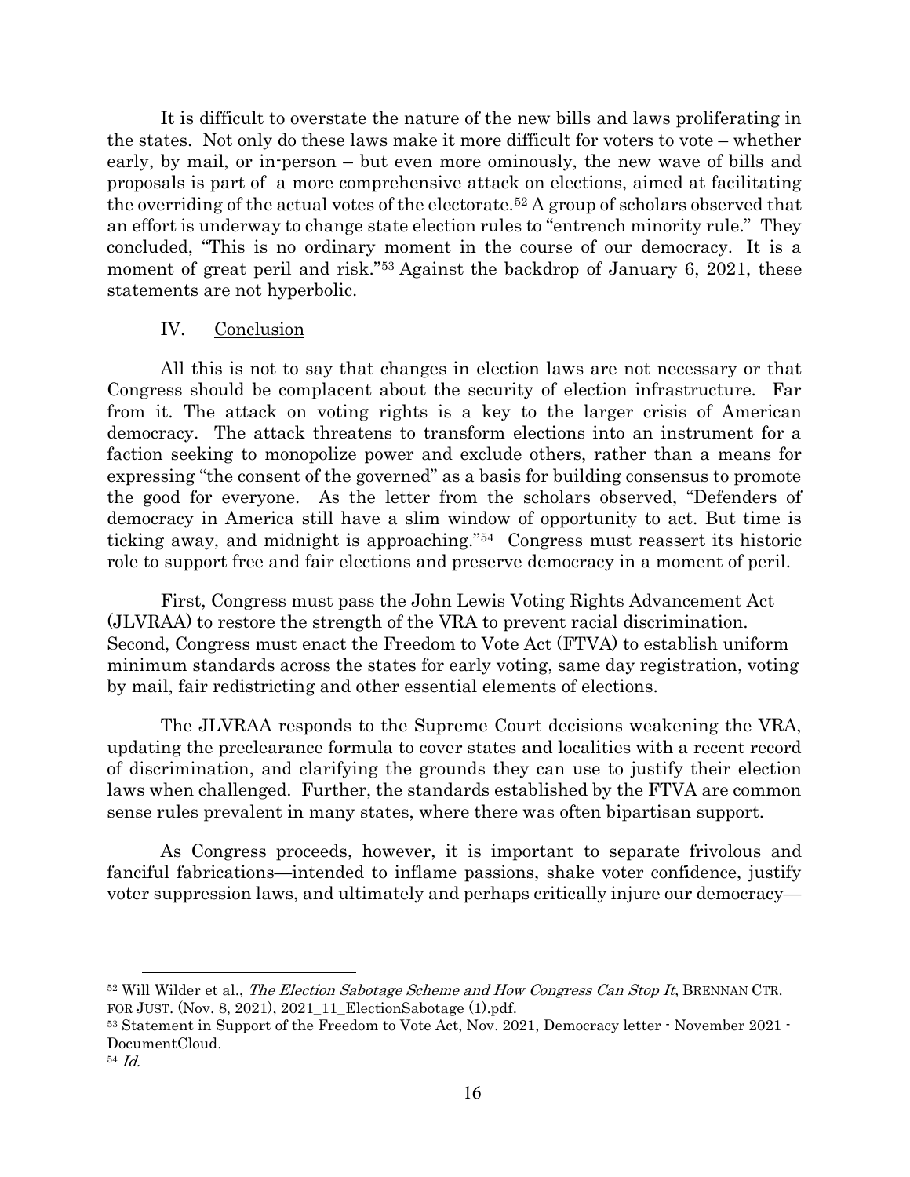It is difficult to overstate the nature of the new bills and laws proliferating in the states. Not only do these laws make it more difficult for voters to vote – whether early, by mail, or in-person – but even more ominously, the new wave of bills and proposals is part of a more comprehensive attack on elections, aimed at facilitating the overriding of the actual votes of the electorate.[52] A group of scholars observed that an effort is underway to change state election rules to "entrench minority rule." They concluded, "This is no ordinary moment in the course of our democracy. It is a moment of great peril and risk."[53] Against the backdrop of January 6, 2021, these statements are not hyperbolic.

## IV. Conclusion

All this is not to say that changes in election laws are not necessary or that Congress should be complacent about the security of election infrastructure. Far from it. The attack on voting rights is a key to the larger crisis of American democracy. The attack threatens to transform elections into an instrument for a faction seeking to monopolize power and exclude others, rather than a means for expressing "the consent of the governed" as a basis for building consensus to promote the good for everyone. As the letter from the scholars observed, "Defenders of democracy in America still have a slim window of opportunity to act. But time is ticking away, and midnight is approaching."[54] Congress must reassert its historic role to support free and fair elections and preserve democracy in a moment of peril.

First, Congress must pass the John Lewis Voting Rights Advancement Act (JLVRAA) to restore the strength of the VRA to prevent racial discrimination. Second, Congress must enact the Freedom to Vote Act (FTVA) to establish uniform minimum standards across the states for early voting, same day registration, voting by mail, fair redistricting and other essential elements of elections.

The JLVRAA responds to the Supreme Court decisions weakening the VRA, updating the preclearance formula to cover states and localities with a recent record of discrimination, and clarifying the grounds they can use to justify their election laws when challenged. Further, the standards established by the FTVA are common sense rules prevalent in many states, where there was often bipartisan support.

As Congress proceeds, however, it is important to separate frivolous and fanciful fabrications—intended to inflame passions, shake voter confidence, justify voter suppression laws, and ultimately and perhaps critically injure our democracy—

---

[52] Will Wilder et al., *The Election Sabotage Scheme and How Congress Can Stop It*, BRENNAN CTR. FOR JUST. (Nov. 8, 2021), 2021_11_ElectionSabotage (1).pdf.

[53] Statement in Support of the Freedom to Vote Act, Nov. 2021, Democracy letter - November 2021 - DocumentCloud.

[54] *Id.*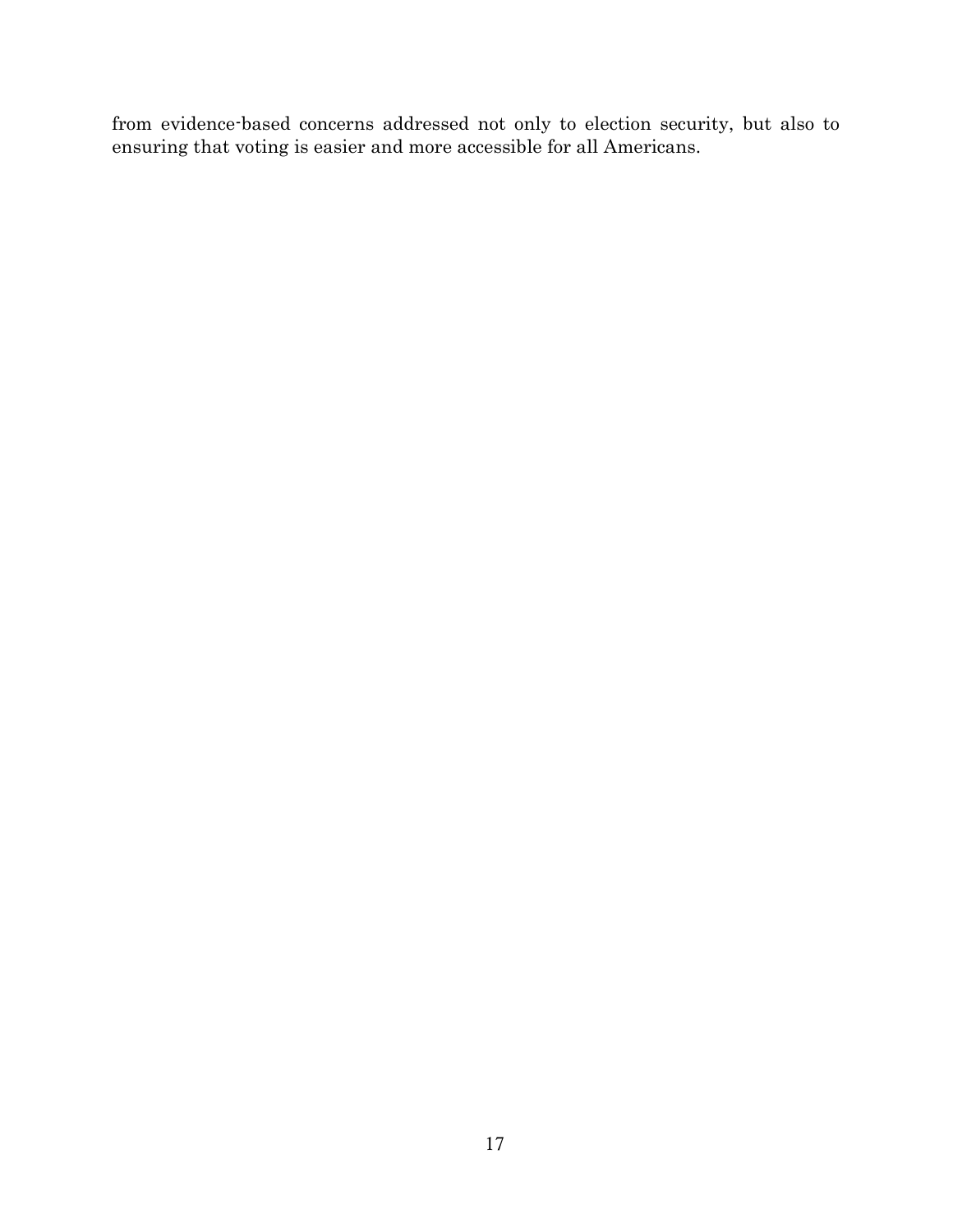from evidence-based concerns addressed not only to election security, but also to ensuring that voting is easier and more accessible for all Americans.